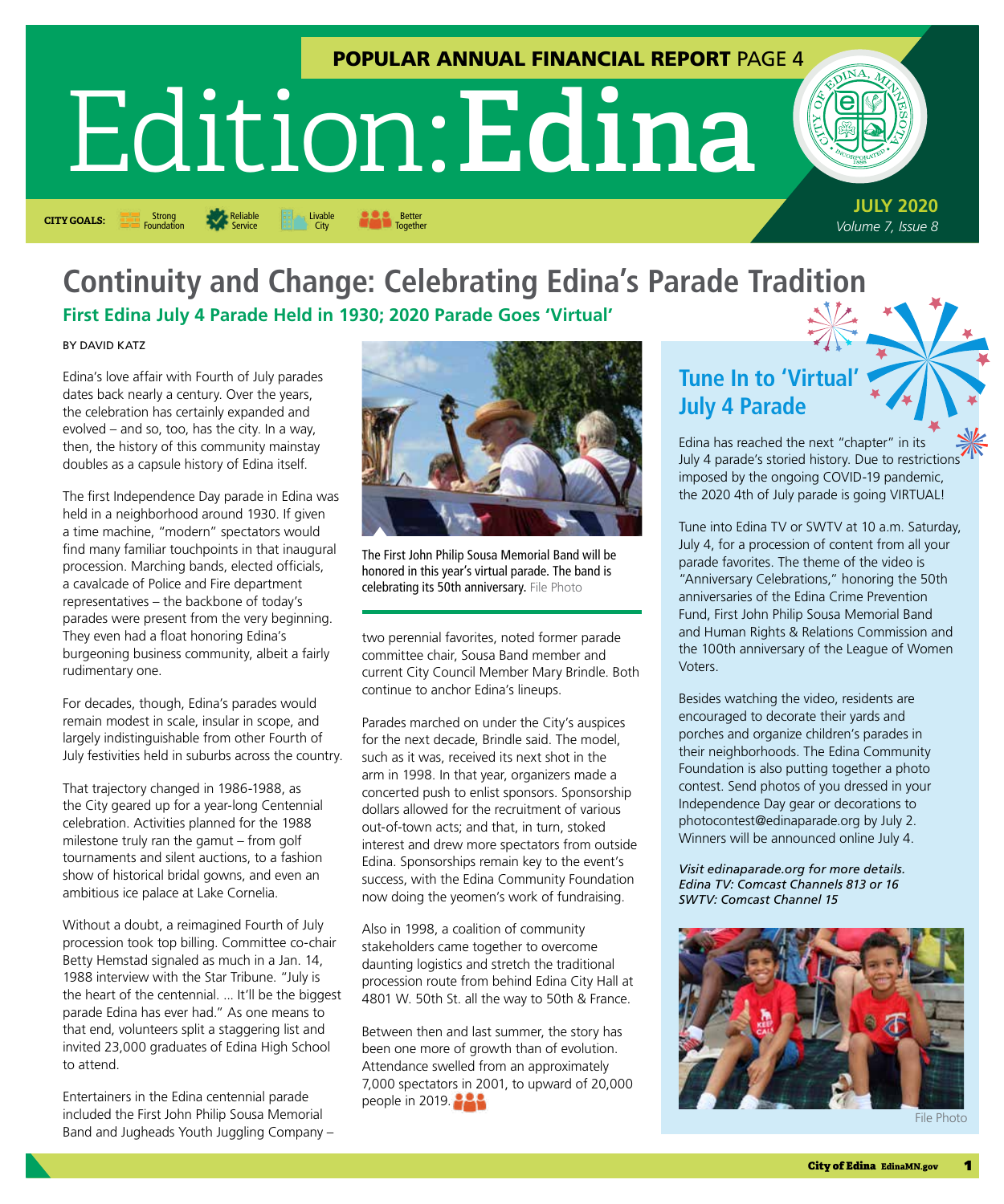POPULAR ANNUAL FINANCIAL REPORT PAGE 4

# Edition: Edina

CITY GOALS: Strong Foundation | Reliable Service | Livable City | Better Together

JULY 2020
*Volume 7, Issue 8*

## Continuity and Change: Celebrating Edina's Parade Tradition

### First Edina July 4 Parade Held in 1930; 2020 Parade Goes 'Virtual'

BY DAVID KATZ

Edina's love affair with Fourth of July parades dates back nearly a century. Over the years, the celebration has certainly expanded and evolved – and so, too, has the city. In a way, then, the history of this community mainstay doubles as a capsule history of Edina itself.

The first Independence Day parade in Edina was held in a neighborhood around 1930. If given a time machine, "modern" spectators would find many familiar touchpoints in that inaugural procession. Marching bands, elected officials, a cavalcade of Police and Fire department representatives – the backbone of today's parades were present from the very beginning. They even had a float honoring Edina's burgeoning business community, albeit a fairly rudimentary one.

For decades, though, Edina's parades would remain modest in scale, insular in scope, and largely indistinguishable from other Fourth of July festivities held in suburbs across the country.

That trajectory changed in 1986-1988, as the City geared up for a year-long Centennial celebration. Activities planned for the 1988 milestone truly ran the gamut – from golf tournaments and silent auctions, to a fashion show of historical bridal gowns, and even an ambitious ice palace at Lake Cornelia.

Without a doubt, a reimagined Fourth of July procession took top billing. Committee co-chair Betty Hemstad signaled as much in a Jan. 14, 1988 interview with the Star Tribune. "July is the heart of the centennial. ... It'll be the biggest parade Edina has ever had." As one means to that end, volunteers split a staggering list and invited 23,000 graduates of Edina High School to attend.

Entertainers in the Edina centennial parade included the First John Philip Sousa Memorial Band and Jugheads Youth Juggling Company – two perennial favorites, noted former parade committee chair, Sousa Band member and current City Council Member Mary Brindle. Both continue to anchor Edina's lineups.

The First John Philip Sousa Memorial Band will be honored in this year's virtual parade. The band is celebrating its 50th anniversary. File Photo

Parades marched on under the City's auspices for the next decade, Brindle said. The model, such as it was, received its next shot in the arm in 1998. In that year, organizers made a concerted push to enlist sponsors. Sponsorship dollars allowed for the recruitment of various out-of-town acts; and that, in turn, stoked interest and drew more spectators from outside Edina. Sponsorships remain key to the event's success, with the Edina Community Foundation now doing the yeomen's work of fundraising.

Also in 1998, a coalition of community stakeholders came together to overcome daunting logistics and stretch the traditional procession route from behind Edina City Hall at 4801 W. 50th St. all the way to 50th & France.

Between then and last summer, the story has been one more of growth than of evolution. Attendance swelled from an approximately 7,000 spectators in 2001, to upward of 20,000 people in 2019.

## Tune In to 'Virtual' July 4 Parade

Edina has reached the next "chapter" in its July 4 parade's storied history. Due to restrictions imposed by the ongoing COVID-19 pandemic, the 2020 4th of July parade is going VIRTUAL!

Tune into Edina TV or SWTV at 10 a.m. Saturday, July 4, for a procession of content from all your parade favorites. The theme of the video is "Anniversary Celebrations," honoring the 50th anniversaries of the Edina Crime Prevention Fund, First John Philip Sousa Memorial Band and Human Rights & Relations Commission and the 100th anniversary of the League of Women Voters.

Besides watching the video, residents are encouraged to decorate their yards and porches and organize children's parades in their neighborhoods. The Edina Community Foundation is also putting together a photo contest. Send photos of you dressed in your Independence Day gear or decorations to photocontest@edinaparade.org by July 2. Winners will be announced online July 4.

*Visit edinaparade.org for more details.*
*Edina TV: Comcast Channels 813 or 16*
*SWTV: Comcast Channel 15*

File Photo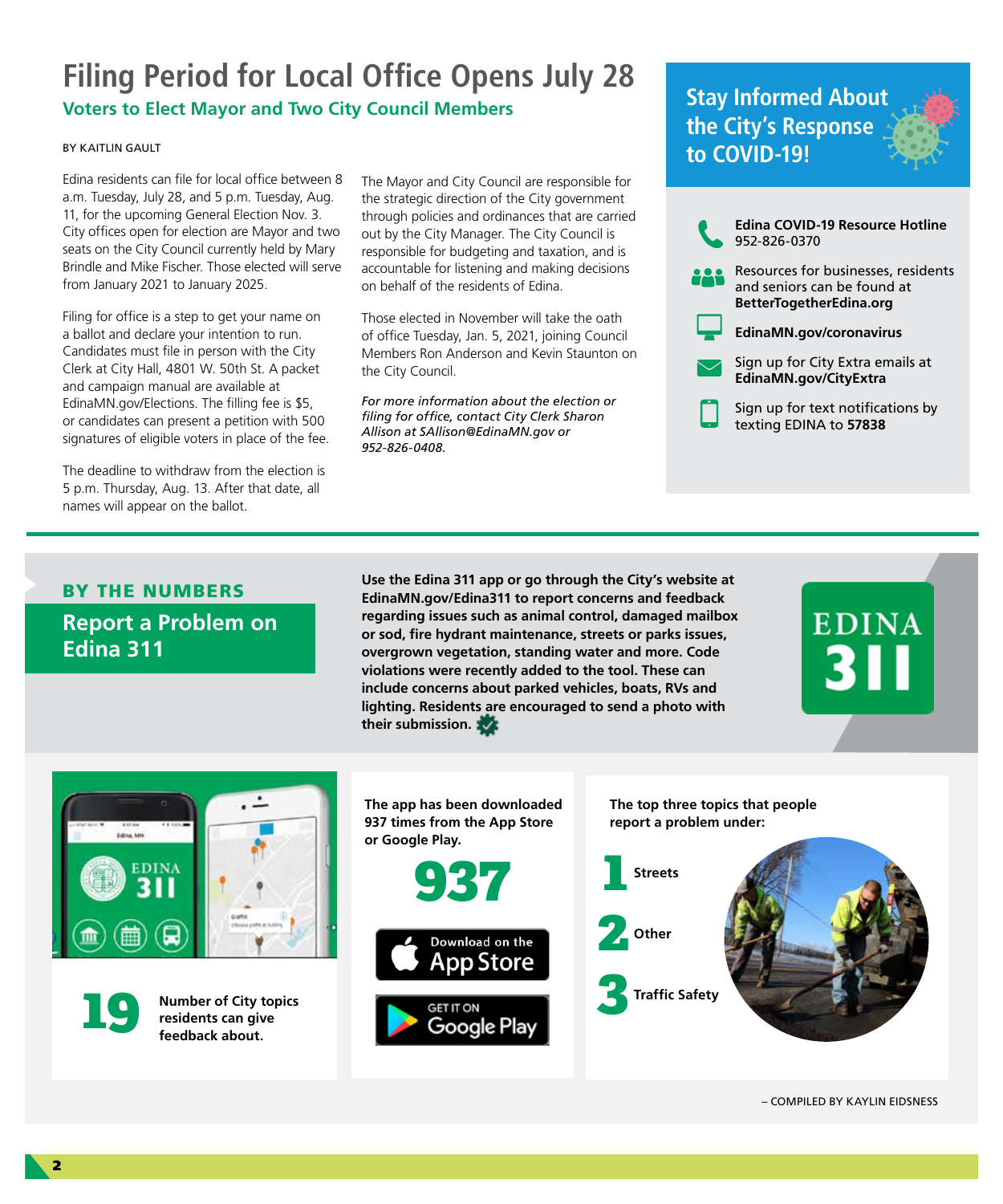# Filing Period for Local Office Opens July 28

## Voters to Elect Mayor and Two City Council Members

BY KAITLIN GAULT

Edina residents can file for local office between 8 a.m. Tuesday, July 28, and 5 p.m. Tuesday, Aug. 11, for the upcoming General Election Nov. 3. City offices open for election are Mayor and two seats on the City Council currently held by Mary Brindle and Mike Fischer. Those elected will serve from January 2021 to January 2025.

Filing for office is a step to get your name on a ballot and declare your intention to run. Candidates must file in person with the City Clerk at City Hall, 4801 W. 50th St. A packet and campaign manual are available at EdinaMN.gov/Elections. The filling fee is $5, or candidates can present a petition with 500 signatures of eligible voters in place of the fee.

The deadline to withdraw from the election is 5 p.m. Thursday, Aug. 13. After that date, all names will appear on the ballot.

The Mayor and City Council are responsible for the strategic direction of the City government through policies and ordinances that are carried out by the City Manager. The City Council is responsible for budgeting and taxation, and is accountable for listening and making decisions on behalf of the residents of Edina.

Those elected in November will take the oath of office Tuesday, Jan. 5, 2021, joining Council Members Ron Anderson and Kevin Staunton on the City Council.

*For more information about the election or filing for office, contact City Clerk Sharon Allison at SAllison@EdinaMN.gov or 952-826-0408.*

## Stay Informed About the City's Response to COVID-19!

- **Edina COVID-19 Resource Hotline** 952-826-0370
- Resources for businesses, residents and seniors can be found at **BetterTogetherEdina.org**
- **EdinaMN.gov/coronavirus**
- Sign up for City Extra emails at **EdinaMN.gov/CityExtra**
- Sign up for text notifications by texting EDINA to **57838**

## BY THE NUMBERS

### Report a Problem on Edina 311

**Use the Edina 311 app or go through the City's website at EdinaMN.gov/Edina311 to report concerns and feedback regarding issues such as animal control, damaged mailbox or sod, fire hydrant maintenance, streets or parks issues, overgrown vegetation, standing water and more. Code violations were recently added to the tool. These can include concerns about parked vehicles, boats, RVs and lighting. Residents are encouraged to send a photo with their submission.**

**19** Number of City topics residents can give feedback about.

**The app has been downloaded 937 times from the App Store or Google Play.**

**937**

**The top three topics that people report a problem under:**

1. Streets
2. Other
3. Traffic Safety

– COMPILED BY KAYLIN EIDSNESS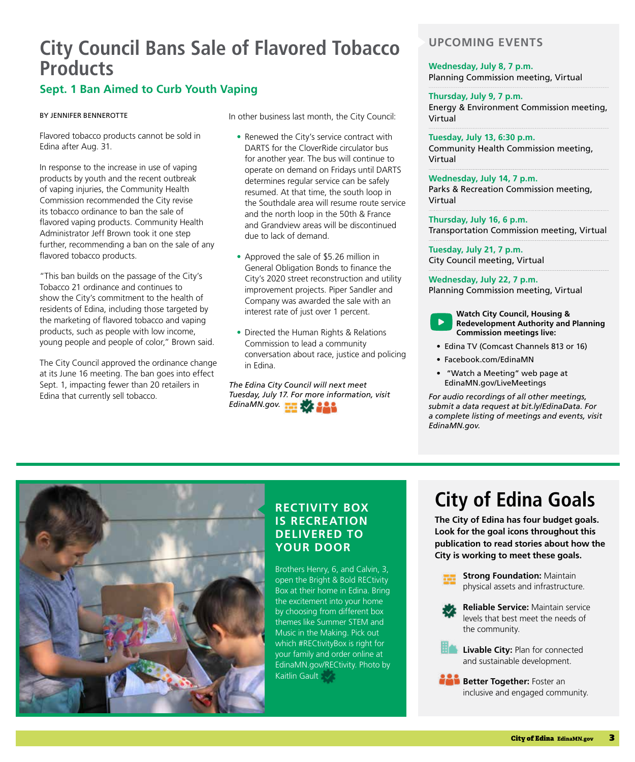# City Council Bans Sale of Flavored Tobacco Products

## Sept. 1 Ban Aimed to Curb Youth Vaping

BY JENNIFER BENNEROTTE

Flavored tobacco products cannot be sold in Edina after Aug. 31.

In response to the increase in use of vaping products by youth and the recent outbreak of vaping injuries, the Community Health Commission recommended the City revise its tobacco ordinance to ban the sale of flavored vaping products. Community Health Administrator Jeff Brown took it one step further, recommending a ban on the sale of any flavored tobacco products.

"This ban builds on the passage of the City's Tobacco 21 ordinance and continues to show the City's commitment to the health of residents of Edina, including those targeted by the marketing of flavored tobacco and vaping products, such as people with low income, young people and people of color," Brown said.

The City Council approved the ordinance change at its June 16 meeting. The ban goes into effect Sept. 1, impacting fewer than 20 retailers in Edina that currently sell tobacco.

In other business last month, the City Council:

- Renewed the City's service contract with DARTS for the CloverRide circulator bus for another year. The bus will continue to operate on demand on Fridays until DARTS determines regular service can be safely resumed. At that time, the south loop in the Southdale area will resume route service and the north loop in the 50th & France and Grandview areas will be discontinued due to lack of demand.
- Approved the sale of $5.26 million in General Obligation Bonds to finance the City's 2020 street reconstruction and utility improvement projects. Piper Sandler and Company was awarded the sale with an interest rate of just over 1 percent.
- Directed the Human Rights & Relations Commission to lead a community conversation about race, justice and policing in Edina.

*The Edina City Council will next meet Tuesday, July 17. For more information, visit EdinaMN.gov.*

## UPCOMING EVENTS

**Wednesday, July 8, 7 p.m.**
Planning Commission meeting, Virtual

**Thursday, July 9, 7 p.m.**
Energy & Environment Commission meeting, Virtual

**Tuesday, July 13, 6:30 p.m.**
Community Health Commission meeting, Virtual

**Wednesday, July 14, 7 p.m.**
Parks & Recreation Commission meeting, Virtual

**Thursday, July 16, 6 p.m.**
Transportation Commission meeting, Virtual

**Tuesday, July 21, 7 p.m.**
City Council meeting, Virtual

**Wednesday, July 22, 7 p.m.**
Planning Commission meeting, Virtual

**Watch City Council, Housing & Redevelopment Authority and Planning Commission meetings live:**

- Edina TV (Comcast Channels 813 or 16)
- Facebook.com/EdinaMN
- "Watch a Meeting" web page at EdinaMN.gov/LiveMeetings

*For audio recordings of all other meetings, submit a data request at bit.ly/EdinaData. For a complete listing of meetings and events, visit EdinaMN.gov.*

## RECTIVITY BOX IS RECREATION DELIVERED TO YOUR DOOR

Brothers Henry, 6, and Calvin, 3, open the Bright & Bold RECtivity Box at their home in Edina. Bring the excitement into your home by choosing from different box themes like Summer STEM and Music in the Making. Pick out which #RECtivityBox is right for your family and order online at EdinaMN.gov/RECtivity. Photo by Kaitlin Gault

# City of Edina Goals

**The City of Edina has four budget goals. Look for the goal icons throughout this publication to read stories about how the City is working to meet these goals.**

**Strong Foundation:** Maintain physical assets and infrastructure.

**Reliable Service:** Maintain service levels that best meet the needs of the community.

**Livable City:** Plan for connected and sustainable development.

**Better Together:** Foster an inclusive and engaged community.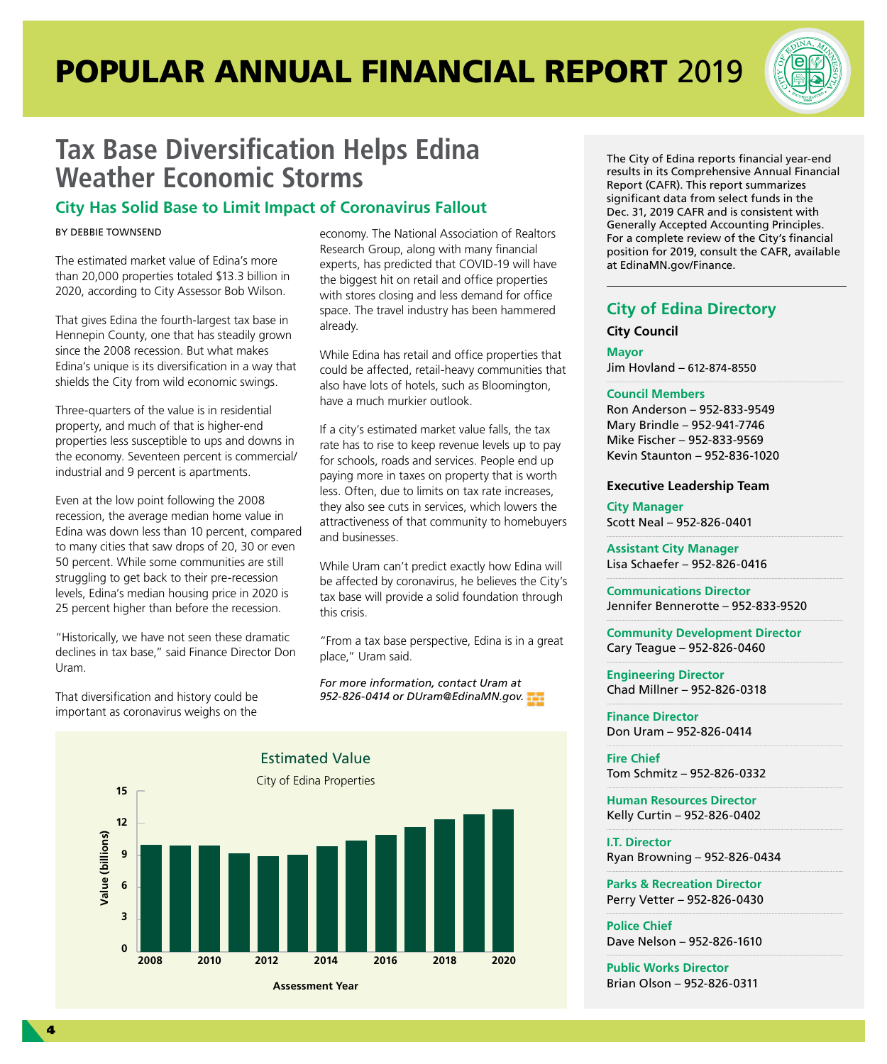# POPULAR ANNUAL FINANCIAL REPORT 2019

## Tax Base Diversification Helps Edina Weather Economic Storms

### City Has Solid Base to Limit Impact of Coronavirus Fallout

BY DEBBIE TOWNSEND

The estimated market value of Edina's more than 20,000 properties totaled $13.3 billion in 2020, according to City Assessor Bob Wilson.

That gives Edina the fourth-largest tax base in Hennepin County, one that has steadily grown since the 2008 recession. But what makes Edina's unique is its diversification in a way that shields the City from wild economic swings.

Three-quarters of the value is in residential property, and much of that is higher-end properties less susceptible to ups and downs in the economy. Seventeen percent is commercial/industrial and 9 percent is apartments.

Even at the low point following the 2008 recession, the average median home value in Edina was down less than 10 percent, compared to many cities that saw drops of 20, 30 or even 50 percent. While some communities are still struggling to get back to their pre-recession levels, Edina's median housing price in 2020 is 25 percent higher than before the recession.

"Historically, we have not seen these dramatic declines in tax base," said Finance Director Don Uram.

That diversification and history could be important as coronavirus weighs on the economy. The National Association of Realtors Research Group, along with many financial experts, has predicted that COVID-19 will have the biggest hit on retail and office properties with stores closing and less demand for office space. The travel industry has been hammered already.

While Edina has retail and office properties that could be affected, retail-heavy communities that also have lots of hotels, such as Bloomington, have a much murkier outlook.

If a city's estimated market value falls, the tax rate has to rise to keep revenue levels up to pay for schools, roads and services. People end up paying more in taxes on property that is worth less. Often, due to limits on tax rate increases, they also see cuts in services, which lowers the attractiveness of that community to homebuyers and businesses.

While Uram can't predict exactly how Edina will be affected by coronavirus, he believes the City's tax base will provide a solid foundation through this crisis.

"From a tax base perspective, Edina is in a great place," Uram said.

*For more information, contact Uram at 952-826-0414 or DUram@EdinaMN.gov.*

**Estimated Value**

City of Edina Properties

Value (billions) by Assessment Year, 2008–2020

The City of Edina reports financial year-end results in its Comprehensive Annual Financial Report (CAFR). This report summarizes significant data from select funds in the Dec. 31, 2019 CAFR and is consistent with Generally Accepted Accounting Principles. For a complete review of the City's financial position for 2019, consult the CAFR, available at EdinaMN.gov/Finance.

## City of Edina Directory

### City Council

**Mayor**
Jim Hovland – 612-874-8550

**Council Members**
Ron Anderson – 952-833-9549
Mary Brindle – 952-941-7746
Mike Fischer – 952-833-9569
Kevin Staunton – 952-836-1020

### Executive Leadership Team

**City Manager**
Scott Neal – 952-826-0401

**Assistant City Manager**
Lisa Schaefer – 952-826-0416

**Communications Director**
Jennifer Bennerotte – 952-833-9520

**Community Development Director**
Cary Teague – 952-826-0460

**Engineering Director**
Chad Millner – 952-826-0318

**Finance Director**
Don Uram – 952-826-0414

**Fire Chief**
Tom Schmitz – 952-826-0332

**Human Resources Director**
Kelly Curtin – 952-826-0402

**I.T. Director**
Ryan Browning – 952-826-0434

**Parks & Recreation Director**
Perry Vetter – 952-826-0430

**Police Chief**
Dave Nelson – 952-826-1610

**Public Works Director**
Brian Olson – 952-826-0311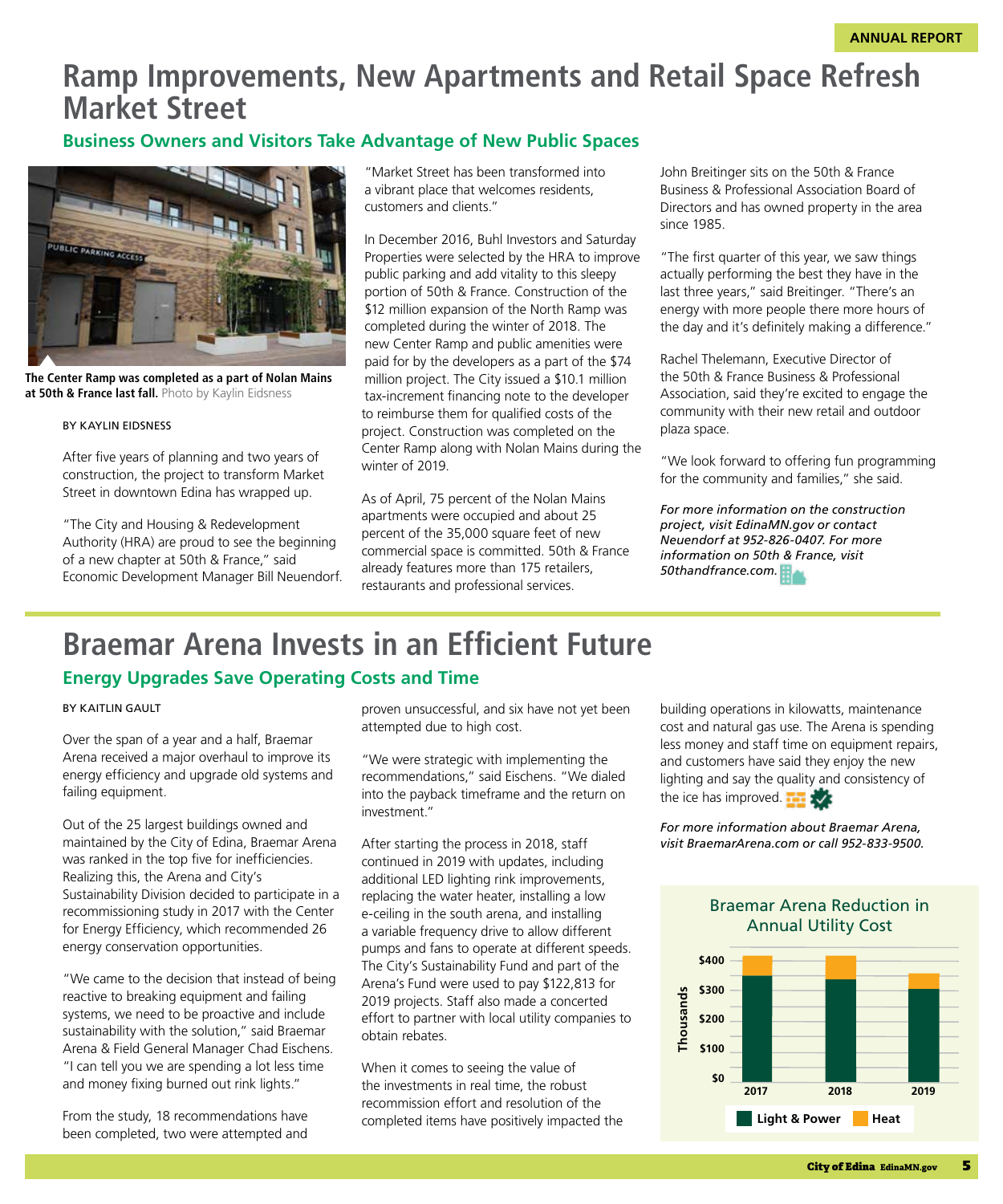# Ramp Improvements, New Apartments and Retail Space Refresh Market Street

## Business Owners and Visitors Take Advantage of New Public Spaces

**The Center Ramp was completed as a part of Nolan Mains at 50th & France last fall.** Photo by Kaylin Eidsness

BY KAYLIN EIDSNESS

After five years of planning and two years of construction, the project to transform Market Street in downtown Edina has wrapped up.

"The City and Housing & Redevelopment Authority (HRA) are proud to see the beginning of a new chapter at 50th & France," said Economic Development Manager Bill Neuendorf. "Market Street has been transformed into a vibrant place that welcomes residents, customers and clients."

In December 2016, Buhl Investors and Saturday Properties were selected by the HRA to improve public parking and add vitality to this sleepy portion of 50th & France. Construction of the $12 million expansion of the North Ramp was completed during the winter of 2018. The new Center Ramp and public amenities were paid for by the developers as a part of the $74 million project. The City issued a $10.1 million tax-increment financing note to the developer to reimburse them for qualified costs of the project. Construction was completed on the Center Ramp along with Nolan Mains during the winter of 2019.

As of April, 75 percent of the Nolan Mains apartments were occupied and about 25 percent of the 35,000 square feet of new commercial space is committed. 50th & France already features more than 175 retailers, restaurants and professional services.

John Breitinger sits on the 50th & France Business & Professional Association Board of Directors and has owned property in the area since 1985.

"The first quarter of this year, we saw things actually performing the best they have in the last three years," said Breitinger. "There's an energy with more people there more hours of the day and it's definitely making a difference."

Rachel Thelemann, Executive Director of the 50th & France Business & Professional Association, said they're excited to engage the community with their new retail and outdoor plaza space.

"We look forward to offering fun programming for the community and families," she said.

*For more information on the construction project, visit EdinaMN.gov or contact Neuendorf at 952-826-0407. For more information on 50th & France, visit 50thandfrance.com.*

# Braemar Arena Invests in an Efficient Future

## Energy Upgrades Save Operating Costs and Time

BY KAITLIN GAULT

Over the span of a year and a half, Braemar Arena received a major overhaul to improve its energy efficiency and upgrade old systems and failing equipment.

Out of the 25 largest buildings owned and maintained by the City of Edina, Braemar Arena was ranked in the top five for inefficiencies. Realizing this, the Arena and City's Sustainability Division decided to participate in a recommissioning study in 2017 with the Center for Energy Efficiency, which recommended 26 energy conservation opportunities.

"We came to the decision that instead of being reactive to breaking equipment and failing systems, we need to be proactive and include sustainability with the solution," said Braemar Arena & Field General Manager Chad Eischens. "I can tell you we are spending a lot less time and money fixing burned out rink lights."

From the study, 18 recommendations have been completed, two were attempted and proven unsuccessful, and six have not yet been attempted due to high cost.

"We were strategic with implementing the recommendations," said Eischens. "We dialed into the payback timeframe and the return on investment."

After starting the process in 2018, staff continued in 2019 with updates, including additional LED lighting rink improvements, replacing the water heater, installing a low e-ceiling in the south arena, and installing a variable frequency drive to allow different pumps and fans to operate at different speeds. The City's Sustainability Fund and part of the Arena's Fund were used to pay $122,813 for 2019 projects. Staff also made a concerted effort to partner with local utility companies to obtain rebates.

When it comes to seeing the value of the investments in real time, the robust recommission effort and resolution of the completed items have positively impacted the building operations in kilowatts, maintenance cost and natural gas use. The Arena is spending less money and staff time on equipment repairs, and customers have said they enjoy the new lighting and say the quality and consistency of the ice has improved.

*For more information about Braemar Arena, visit BraemarArena.com or call 952-833-9500.*

**Braemar Arena Reduction in Annual Utility Cost**

(Thousands; Light & Power and Heat, for 2017, 2018, 2019; axis $0–$400)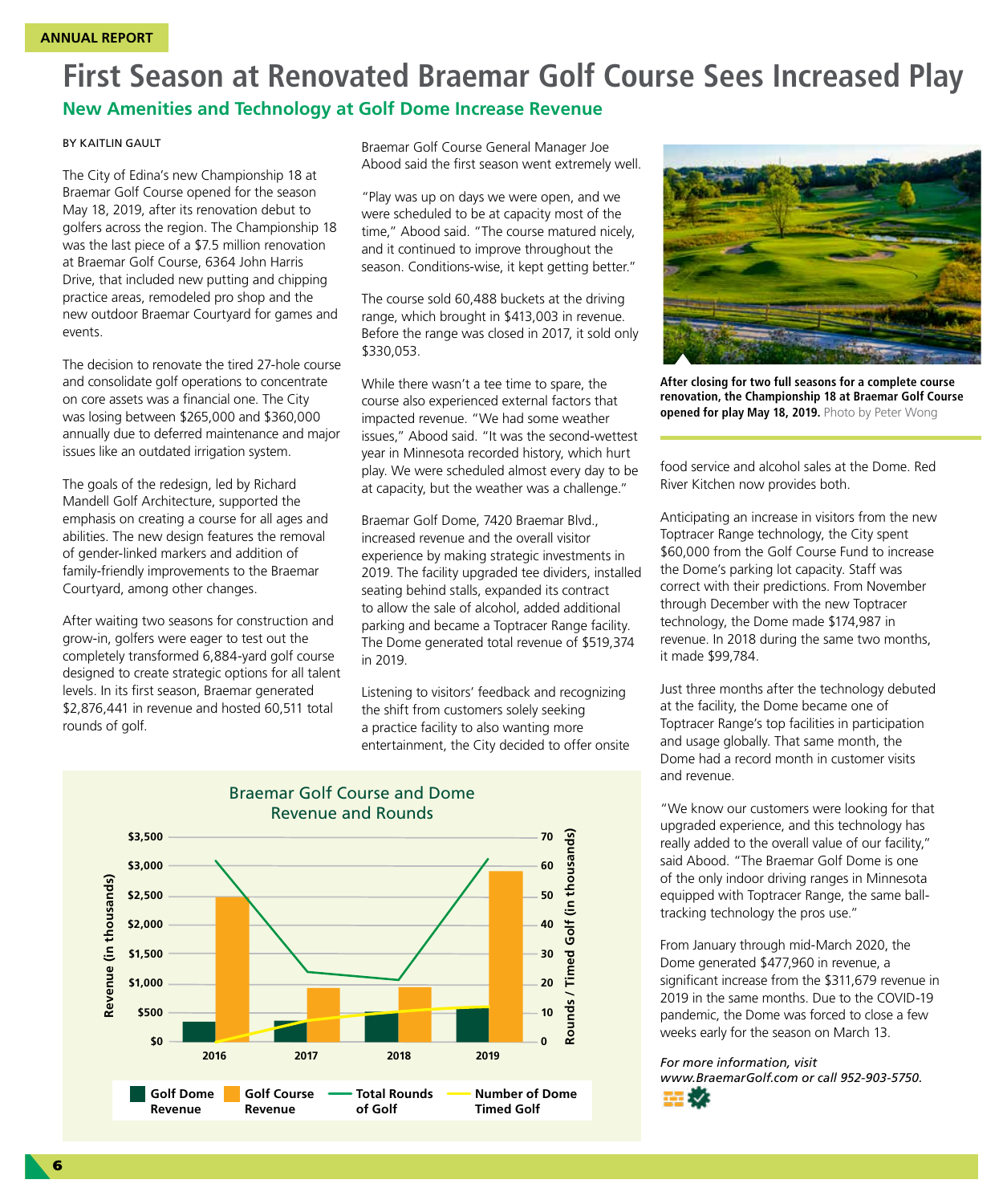ANNUAL REPORT

# First Season at Renovated Braemar Golf Course Sees Increased Play

## New Amenities and Technology at Golf Dome Increase Revenue

BY KAITLIN GAULT

The City of Edina's new Championship 18 at Braemar Golf Course opened for the season May 18, 2019, after its renovation debut to golfers across the region. The Championship 18 was the last piece of a $7.5 million renovation at Braemar Golf Course, 6364 John Harris Drive, that included new putting and chipping practice areas, remodeled pro shop and the new outdoor Braemar Courtyard for games and events.

The decision to renovate the tired 27-hole course and consolidate golf operations to concentrate on core assets was a financial one. The City was losing between $265,000 and $360,000 annually due to deferred maintenance and major issues like an outdated irrigation system.

The goals of the redesign, led by Richard Mandell Golf Architecture, supported the emphasis on creating a course for all ages and abilities. The new design features the removal of gender-linked markers and addition of family-friendly improvements to the Braemar Courtyard, among other changes.

After waiting two seasons for construction and grow-in, golfers were eager to test out the completely transformed 6,884-yard golf course designed to create strategic options for all talent levels. In its first season, Braemar generated $2,876,441 in revenue and hosted 60,511 total rounds of golf.

Braemar Golf Course General Manager Joe Abood said the first season went extremely well.

"Play was up on days we were open, and we were scheduled to be at capacity most of the time," Abood said. "The course matured nicely, and it continued to improve throughout the season. Conditions-wise, it kept getting better."

The course sold 60,488 buckets at the driving range, which brought in $413,003 in revenue. Before the range was closed in 2017, it sold only $330,053.

While there wasn't a tee time to spare, the course also experienced external factors that impacted revenue. "We had some weather issues," Abood said. "It was the second-wettest year in Minnesota recorded history, which hurt play. We were scheduled almost every day to be at capacity, but the weather was a challenge."

Braemar Golf Dome, 7420 Braemar Blvd., increased revenue and the overall visitor experience by making strategic investments in 2019. The facility upgraded tee dividers, installed seating behind stalls, expanded its contract to allow the sale of alcohol, added additional parking and became a Toptracer Range facility. The Dome generated total revenue of $519,374 in 2019.

Listening to visitors' feedback and recognizing the shift from customers solely seeking a practice facility to also wanting more entertainment, the City decided to offer onsite food service and alcohol sales at the Dome. Red River Kitchen now provides both.

**After closing for two full seasons for a complete course renovation, the Championship 18 at Braemar Golf Course opened for play May 18, 2019.** Photo by Peter Wong

Anticipating an increase in visitors from the new Toptracer Range technology, the City spent $60,000 from the Golf Course Fund to increase the Dome's parking lot capacity. Staff was correct with their predictions. From November through December with the new Toptracer technology, the Dome made $174,987 in revenue. In 2018 during the same two months, it made $99,784.

Just three months after the technology debuted at the facility, the Dome became one of Toptracer Range's top facilities in participation and usage globally. That same month, the Dome had a record month in customer visits and revenue.

"We know our customers were looking for that upgraded experience, and this technology has really added to the overall value of our facility," said Abood. "The Braemar Golf Dome is one of the only indoor driving ranges in Minnesota equipped with Toptracer Range, the same ball-tracking technology the pros use."

From January through mid-March 2020, the Dome generated $477,960 in revenue, a significant increase from the $311,679 revenue in 2019 in the same months. Due to the COVID-19 pandemic, the Dome was forced to close a few weeks early for the season on March 13.

*For more information, visit www.BraemarGolf.com or call 952-903-5750.*

**Braemar Golf Course and Dome Revenue and Rounds**

Revenue (in thousands): $0 – $3,500; Rounds / Timed Golf (in thousands): 0 – 70

Years: 2016, 2017, 2018, 2019

Legend: Golf Dome Revenue; Golf Course Revenue; Total Rounds of Golf; Number of Dome Timed Golf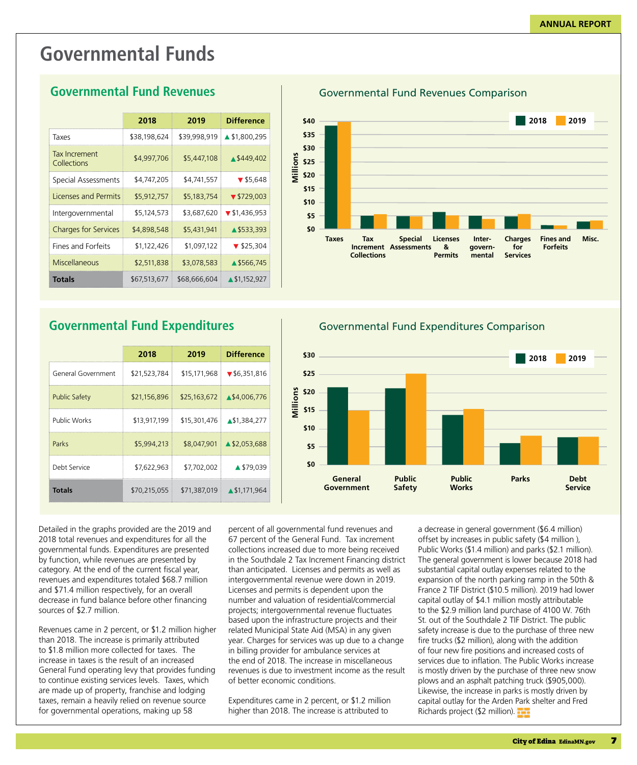# Governmental Funds

## Governmental Fund Revenues

| | 2018 | 2019 | Difference |
|---|---|---|---|
| Taxes | $38,198,624 | $39,998,919 | ▲ $1,800,295 |
| Tax Increment Collections | $4,997,706 | $5,447,108 | ▲ $449,402 |
| Special Assessments | $4,747,205 | $4,741,557 | ▼ $5,648 |
| Licenses and Permits | $5,912,757 | $5,183,754 | ▼ $729,003 |
| Intergovernmental | $5,124,573 | $3,687,620 | ▼ $1,436,953 |
| Charges for Services | $4,898,548 | $5,431,941 | ▲ $533,393 |
| Fines and Forfeits | $1,122,426 | $1,097,122 | ▼ $25,304 |
| Miscellaneous | $2,511,838 | $3,078,583 | ▲ $566,745 |
| **Totals** | $67,513,677 | $68,666,604 | ▲ $1,152,927 |

### Governmental Fund Revenues Comparison

## Governmental Fund Expenditures

| | 2018 | 2019 | Difference |
|---|---|---|---|
| General Government | $21,523,784 | $15,171,968 | ▼ $6,351,816 |
| Public Safety | $21,156,896 | $25,163,672 | ▲ $4,006,776 |
| Public Works | $13,917,199 | $15,301,476 | ▲ $1,384,277 |
| Parks | $5,994,213 | $8,047,901 | ▲ $2,053,688 |
| Debt Service | $7,622,963 | $7,702,002 | ▲ $79,039 |
| **Totals** | $70,215,055 | $71,387,019 | ▲ $1,171,964 |

### Governmental Fund Expenditures Comparison

Detailed in the graphs provided are the 2019 and 2018 total revenues and expenditures for all the governmental funds. Expenditures are presented by function, while revenues are presented by category. At the end of the current fiscal year, revenues and expenditures totaled $68.7 million and $71.4 million respectively, for an overall decrease in fund balance before other financing sources of $2.7 million.

Revenues came in 2 percent, or $1.2 million higher than 2018. The increase is primarily attributed to $1.8 million more collected for taxes. The increase in taxes is the result of an increased General Fund operating levy that provides funding to continue existing services levels. Taxes, which are made up of property, franchise and lodging taxes, remain a heavily relied on revenue source for governmental operations, making up 58 percent of all governmental fund revenues and 67 percent of the General Fund. Tax increment collections increased due to more being received in the Southdale 2 Tax Increment Financing district than anticipated. Licenses and permits as well as intergovernmental revenue were down in 2019. Licenses and permits is dependent upon the number and valuation of residential/commercial projects; intergovernmental revenue fluctuates based upon the infrastructure projects and their related Municipal State Aid (MSA) in any given year. Charges for services was up due to a change in billing provider for ambulance services at the end of 2018. The increase in miscellaneous revenues is due to investment income as the result of better economic conditions.

Expenditures came in 2 percent, or $1.2 million higher than 2018. The increase is attributed to a decrease in general government ($6.4 million) offset by increases in public safety ($4 million ), Public Works ($1.4 million) and parks ($2.1 million). The general government is lower because 2018 had substantial capital outlay expenses related to the expansion of the north parking ramp in the 50th & France 2 TIF District ($10.5 million). 2019 had lower capital outlay of $4.1 million mostly attributable to the $2.9 million land purchase of 4100 W. 76th St. out of the Southdale 2 TIF District. The public safety increase is due to the purchase of three new fire trucks ($2 million), along with the addition of four new fire positions and increased costs of services due to inflation. The Public Works increase is mostly driven by the purchase of three new snow plows and an asphalt patching truck ($905,000). Likewise, the increase in parks is mostly driven by capital outlay for the Arden Park shelter and Fred Richards project ($2 million).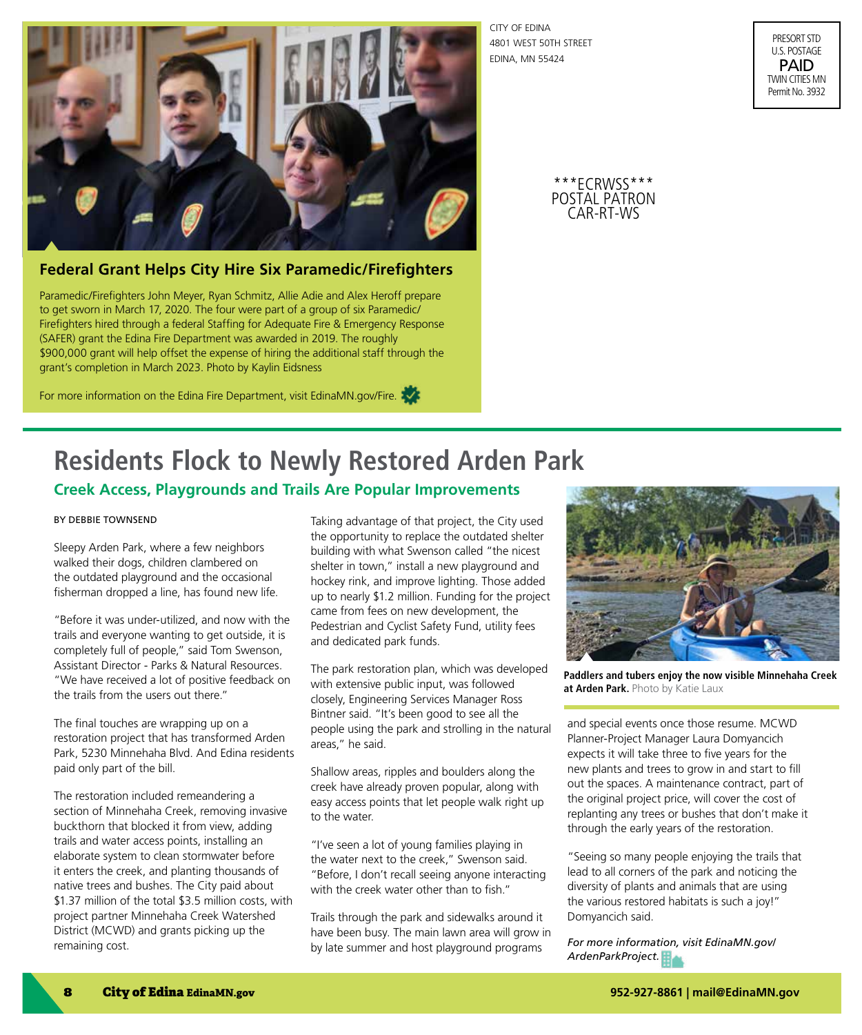## Federal Grant Helps City Hire Six Paramedic/Firefighters

Paramedic/Firefighters John Meyer, Ryan Schmitz, Allie Adie and Alex Heroff prepare to get sworn in March 17, 2020. The four were part of a group of six Paramedic/Firefighters hired through a federal Staffing for Adequate Fire & Emergency Response (SAFER) grant the Edina Fire Department was awarded in 2019. The roughly $900,000 grant will help offset the expense of hiring the additional staff through the grant's completion in March 2023. Photo by Kaylin Eidsness

For more information on the Edina Fire Department, visit EdinaMN.gov/Fire.

CITY OF EDINA
4801 WEST 50TH STREET
EDINA, MN 55424

PRESORT STD
U.S. POSTAGE
PAID
TWIN CITIES MN
Permit No. 3932

***ECRWSS***
POSTAL PATRON
CAR-RT-WS

# Residents Flock to Newly Restored Arden Park

### Creek Access, Playgrounds and Trails Are Popular Improvements

BY DEBBIE TOWNSEND

Sleepy Arden Park, where a few neighbors walked their dogs, children clambered on the outdated playground and the occasional fisherman dropped a line, has found new life.

"Before it was under-utilized, and now with the trails and everyone wanting to get outside, it is completely full of people," said Tom Swenson, Assistant Director - Parks & Natural Resources. "We have received a lot of positive feedback on the trails from the users out there."

The final touches are wrapping up on a restoration project that has transformed Arden Park, 5230 Minnehaha Blvd. And Edina residents paid only part of the bill.

The restoration included remeandering a section of Minnehaha Creek, removing invasive buckthorn that blocked it from view, adding trails and water access points, installing an elaborate system to clean stormwater before it enters the creek, and planting thousands of native trees and bushes. The City paid about $1.37 million of the total $3.5 million costs, with project partner Minnehaha Creek Watershed District (MCWD) and grants picking up the remaining cost.

Taking advantage of that project, the City used the opportunity to replace the outdated shelter building with what Swenson called "the nicest shelter in town," install a new playground and hockey rink, and improve lighting. Those added up to nearly $1.2 million. Funding for the project came from fees on new development, the Pedestrian and Cyclist Safety Fund, utility fees and dedicated park funds.

The park restoration plan, which was developed with extensive public input, was followed closely, Engineering Services Manager Ross Bintner said. "It's been good to see all the people using the park and strolling in the natural areas," he said.

Shallow areas, ripples and boulders along the creek have already proven popular, along with easy access points that let people walk right up to the water.

"I've seen a lot of young families playing in the water next to the creek," Swenson said. "Before, I don't recall seeing anyone interacting with the creek water other than to fish."

Trails through the park and sidewalks around it have been busy. The main lawn area will grow in by late summer and host playground programs and special events once those resume. MCWD Planner-Project Manager Laura Domyancich expects it will take three to five years for the new plants and trees to grow in and start to fill out the spaces. A maintenance contract, part of the original project price, will cover the cost of replanting any trees or bushes that don't make it through the early years of the restoration.

**Paddlers and tubers enjoy the now visible Minnehaha Creek at Arden Park.** Photo by Katie Laux

"Seeing so many people enjoying the trails that lead to all corners of the park and noticing the diversity of plants and animals that are using the various restored habitats is such a joy!" Domyancich said.

*For more information, visit EdinaMN.gov/ArdenParkProject.*

**City of Edina** EdinaMN.gov

952-927-8861 | mail@EdinaMN.gov